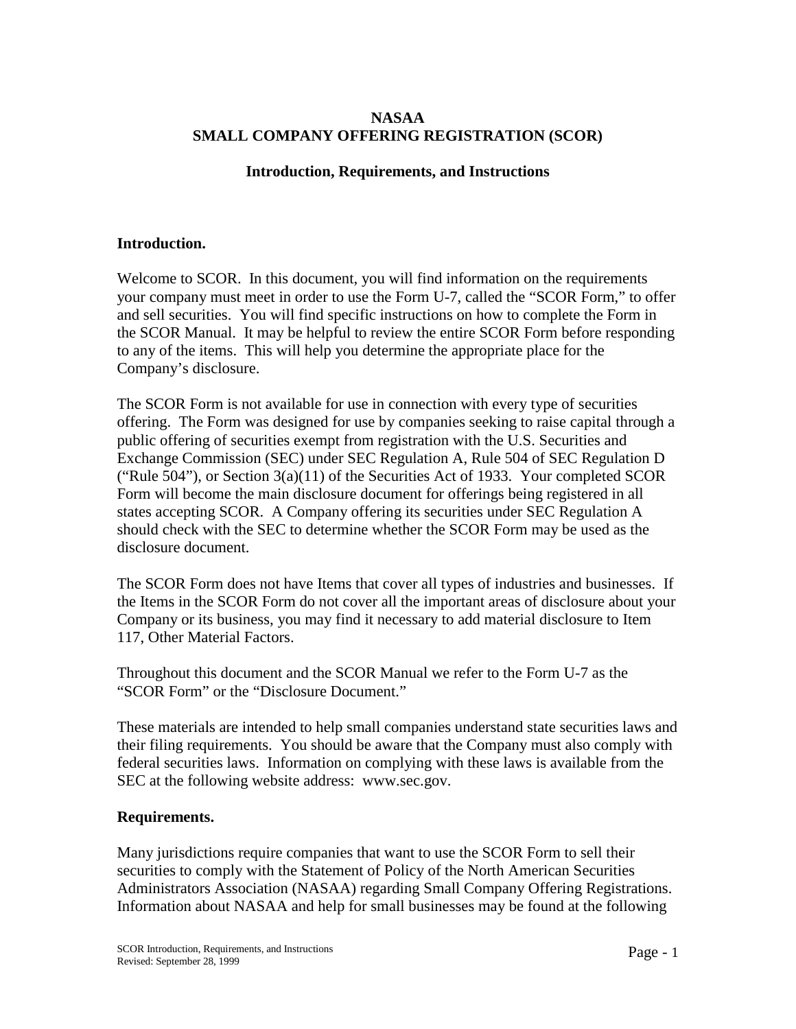# NASAA
# SMALL COMPANY OFFERING REGISTRATION (SCOR)

### Introduction, Requirements, and Instructions

## Introduction.

Welcome to SCOR. In this document, you will find information on the requirements your company must meet in order to use the Form U-7, called the "SCOR Form," to offer and sell securities. You will find specific instructions on how to complete the Form in the SCOR Manual. It may be helpful to review the entire SCOR Form before responding to any of the items. This will help you determine the appropriate place for the Company's disclosure.

The SCOR Form is not available for use in connection with every type of securities offering. The Form was designed for use by companies seeking to raise capital through a public offering of securities exempt from registration with the U.S. Securities and Exchange Commission (SEC) under SEC Regulation A, Rule 504 of SEC Regulation D ("Rule 504"), or Section 3(a)(11) of the Securities Act of 1933. Your completed SCOR Form will become the main disclosure document for offerings being registered in all states accepting SCOR. A Company offering its securities under SEC Regulation A should check with the SEC to determine whether the SCOR Form may be used as the disclosure document.

The SCOR Form does not have Items that cover all types of industries and businesses. If the Items in the SCOR Form do not cover all the important areas of disclosure about your Company or its business, you may find it necessary to add material disclosure to Item 117, Other Material Factors.

Throughout this document and the SCOR Manual we refer to the Form U-7 as the "SCOR Form" or the "Disclosure Document."

These materials are intended to help small companies understand state securities laws and their filing requirements. You should be aware that the Company must also comply with federal securities laws. Information on complying with these laws is available from the SEC at the following website address: www.sec.gov.

## Requirements.

Many jurisdictions require companies that want to use the SCOR Form to sell their securities to comply with the Statement of Policy of the North American Securities Administrators Association (NASAA) regarding Small Company Offering Registrations. Information about NASAA and help for small businesses may be found at the following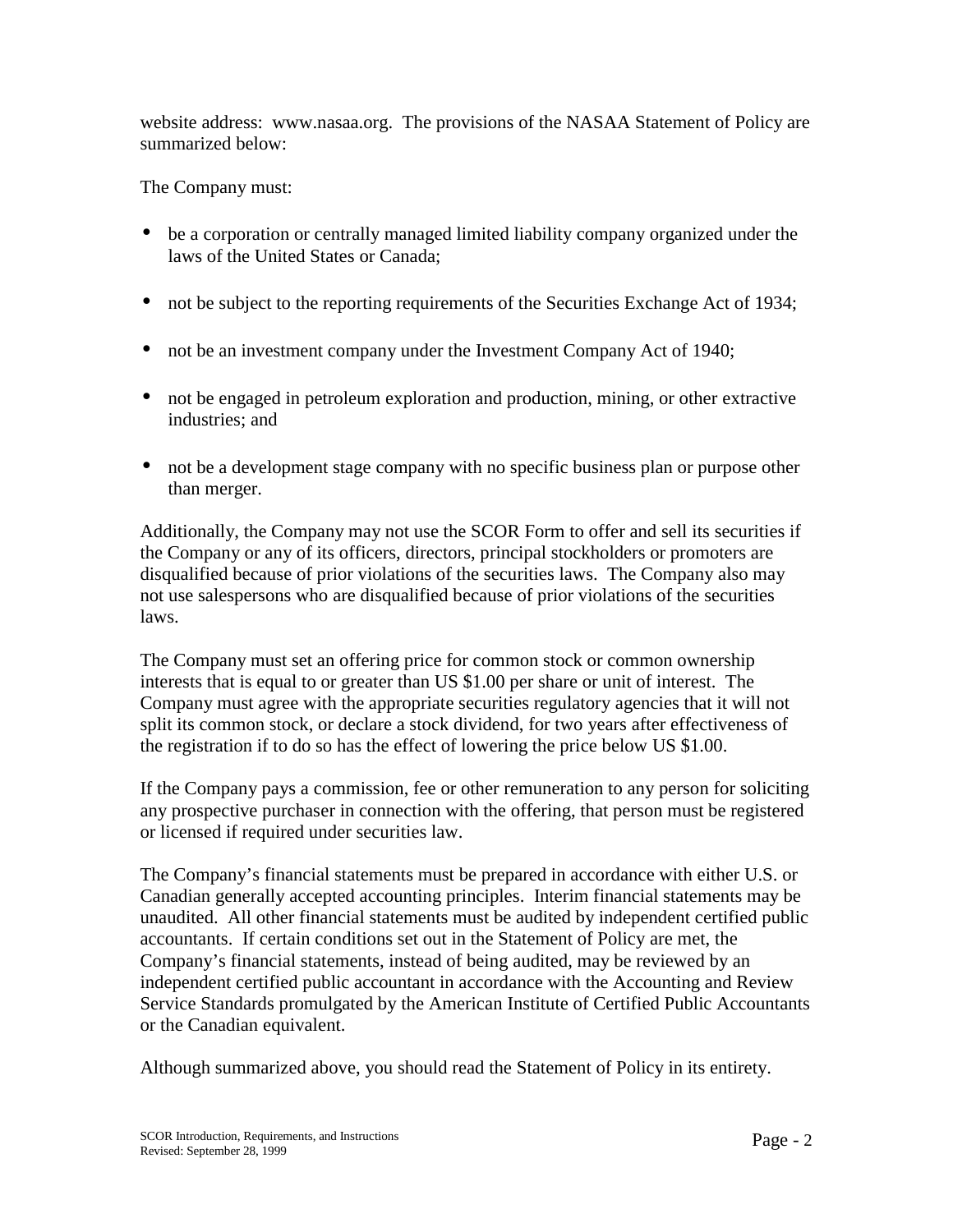website address: www.nasaa.org. The provisions of the NASAA Statement of Policy are summarized below:

The Company must:

- be a corporation or centrally managed limited liability company organized under the laws of the United States or Canada;
- not be subject to the reporting requirements of the Securities Exchange Act of 1934;
- not be an investment company under the Investment Company Act of 1940;
- not be engaged in petroleum exploration and production, mining, or other extractive industries; and
- not be a development stage company with no specific business plan or purpose other than merger.

Additionally, the Company may not use the SCOR Form to offer and sell its securities if the Company or any of its officers, directors, principal stockholders or promoters are disqualified because of prior violations of the securities laws. The Company also may not use salespersons who are disqualified because of prior violations of the securities laws.

The Company must set an offering price for common stock or common ownership interests that is equal to or greater than US $1.00 per share or unit of interest. The Company must agree with the appropriate securities regulatory agencies that it will not split its common stock, or declare a stock dividend, for two years after effectiveness of the registration if to do so has the effect of lowering the price below US $1.00.

If the Company pays a commission, fee or other remuneration to any person for soliciting any prospective purchaser in connection with the offering, that person must be registered or licensed if required under securities law.

The Company's financial statements must be prepared in accordance with either U.S. or Canadian generally accepted accounting principles. Interim financial statements may be unaudited. All other financial statements must be audited by independent certified public accountants. If certain conditions set out in the Statement of Policy are met, the Company's financial statements, instead of being audited, may be reviewed by an independent certified public accountant in accordance with the Accounting and Review Service Standards promulgated by the American Institute of Certified Public Accountants or the Canadian equivalent.

Although summarized above, you should read the Statement of Policy in its entirety.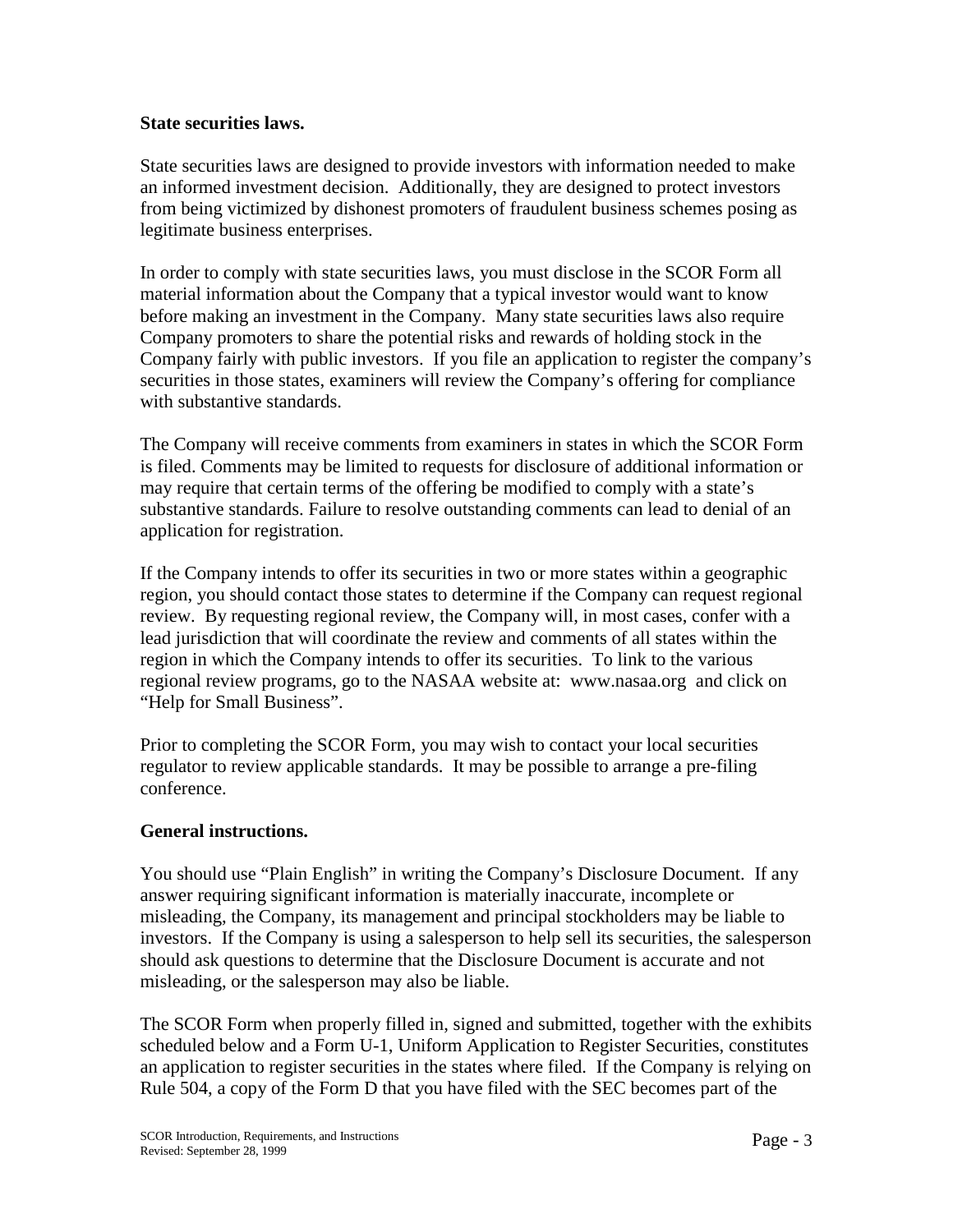**State securities laws.**

State securities laws are designed to provide investors with information needed to make an informed investment decision. Additionally, they are designed to protect investors from being victimized by dishonest promoters of fraudulent business schemes posing as legitimate business enterprises.

In order to comply with state securities laws, you must disclose in the SCOR Form all material information about the Company that a typical investor would want to know before making an investment in the Company. Many state securities laws also require Company promoters to share the potential risks and rewards of holding stock in the Company fairly with public investors. If you file an application to register the company's securities in those states, examiners will review the Company's offering for compliance with substantive standards.

The Company will receive comments from examiners in states in which the SCOR Form is filed. Comments may be limited to requests for disclosure of additional information or may require that certain terms of the offering be modified to comply with a state's substantive standards. Failure to resolve outstanding comments can lead to denial of an application for registration.

If the Company intends to offer its securities in two or more states within a geographic region, you should contact those states to determine if the Company can request regional review. By requesting regional review, the Company will, in most cases, confer with a lead jurisdiction that will coordinate the review and comments of all states within the region in which the Company intends to offer its securities. To link to the various regional review programs, go to the NASAA website at: www.nasaa.org and click on "Help for Small Business".

Prior to completing the SCOR Form, you may wish to contact your local securities regulator to review applicable standards. It may be possible to arrange a pre-filing conference.

**General instructions.**

You should use "Plain English" in writing the Company's Disclosure Document. If any answer requiring significant information is materially inaccurate, incomplete or misleading, the Company, its management and principal stockholders may be liable to investors. If the Company is using a salesperson to help sell its securities, the salesperson should ask questions to determine that the Disclosure Document is accurate and not misleading, or the salesperson may also be liable.

The SCOR Form when properly filled in, signed and submitted, together with the exhibits scheduled below and a Form U-1, Uniform Application to Register Securities, constitutes an application to register securities in the states where filed. If the Company is relying on Rule 504, a copy of the Form D that you have filed with the SEC becomes part of the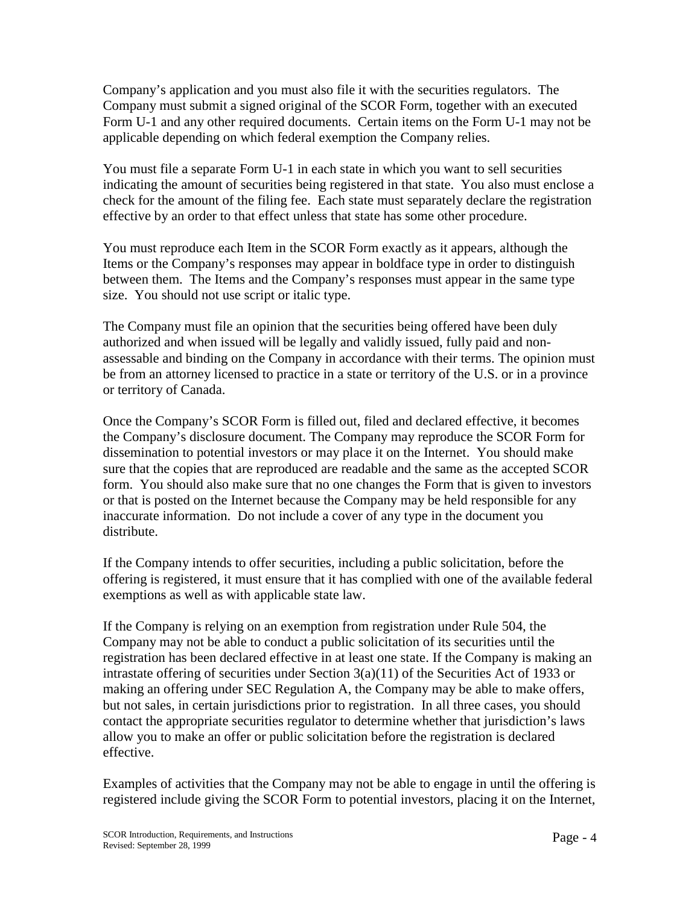Company's application and you must also file it with the securities regulators. The Company must submit a signed original of the SCOR Form, together with an executed Form U-1 and any other required documents. Certain items on the Form U-1 may not be applicable depending on which federal exemption the Company relies.

You must file a separate Form U-1 in each state in which you want to sell securities indicating the amount of securities being registered in that state. You also must enclose a check for the amount of the filing fee. Each state must separately declare the registration effective by an order to that effect unless that state has some other procedure.

You must reproduce each Item in the SCOR Form exactly as it appears, although the Items or the Company's responses may appear in boldface type in order to distinguish between them. The Items and the Company's responses must appear in the same type size. You should not use script or italic type.

The Company must file an opinion that the securities being offered have been duly authorized and when issued will be legally and validly issued, fully paid and non-assessable and binding on the Company in accordance with their terms. The opinion must be from an attorney licensed to practice in a state or territory of the U.S. or in a province or territory of Canada.

Once the Company's SCOR Form is filled out, filed and declared effective, it becomes the Company's disclosure document. The Company may reproduce the SCOR Form for dissemination to potential investors or may place it on the Internet. You should make sure that the copies that are reproduced are readable and the same as the accepted SCOR form. You should also make sure that no one changes the Form that is given to investors or that is posted on the Internet because the Company may be held responsible for any inaccurate information. Do not include a cover of any type in the document you distribute.

If the Company intends to offer securities, including a public solicitation, before the offering is registered, it must ensure that it has complied with one of the available federal exemptions as well as with applicable state law.

If the Company is relying on an exemption from registration under Rule 504, the Company may not be able to conduct a public solicitation of its securities until the registration has been declared effective in at least one state. If the Company is making an intrastate offering of securities under Section 3(a)(11) of the Securities Act of 1933 or making an offering under SEC Regulation A, the Company may be able to make offers, but not sales, in certain jurisdictions prior to registration. In all three cases, you should contact the appropriate securities regulator to determine whether that jurisdiction's laws allow you to make an offer or public solicitation before the registration is declared effective.

Examples of activities that the Company may not be able to engage in until the offering is registered include giving the SCOR Form to potential investors, placing it on the Internet,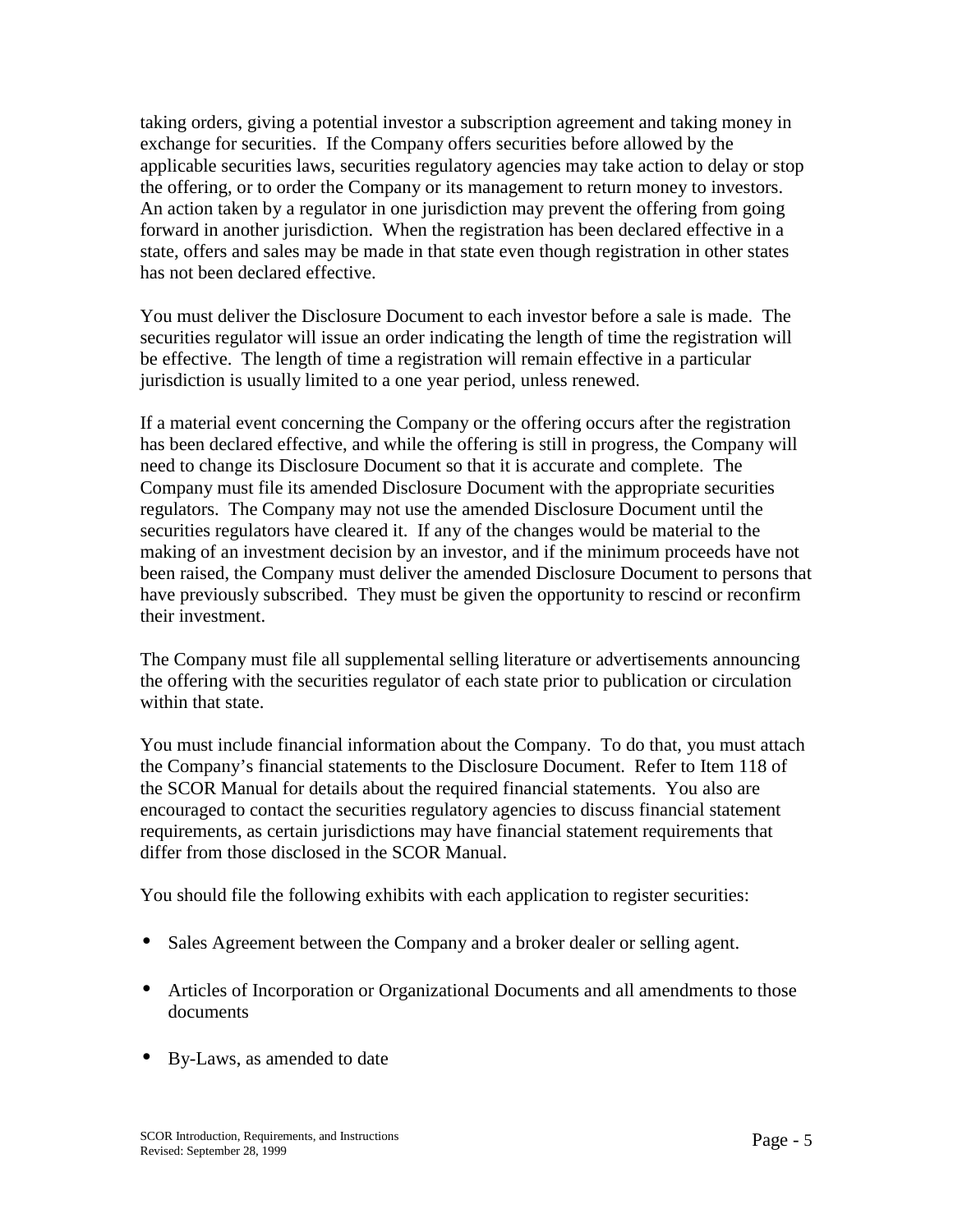taking orders, giving a potential investor a subscription agreement and taking money in exchange for securities. If the Company offers securities before allowed by the applicable securities laws, securities regulatory agencies may take action to delay or stop the offering, or to order the Company or its management to return money to investors. An action taken by a regulator in one jurisdiction may prevent the offering from going forward in another jurisdiction. When the registration has been declared effective in a state, offers and sales may be made in that state even though registration in other states has not been declared effective.

You must deliver the Disclosure Document to each investor before a sale is made. The securities regulator will issue an order indicating the length of time the registration will be effective. The length of time a registration will remain effective in a particular jurisdiction is usually limited to a one year period, unless renewed.

If a material event concerning the Company or the offering occurs after the registration has been declared effective, and while the offering is still in progress, the Company will need to change its Disclosure Document so that it is accurate and complete. The Company must file its amended Disclosure Document with the appropriate securities regulators. The Company may not use the amended Disclosure Document until the securities regulators have cleared it. If any of the changes would be material to the making of an investment decision by an investor, and if the minimum proceeds have not been raised, the Company must deliver the amended Disclosure Document to persons that have previously subscribed. They must be given the opportunity to rescind or reconfirm their investment.

The Company must file all supplemental selling literature or advertisements announcing the offering with the securities regulator of each state prior to publication or circulation within that state.

You must include financial information about the Company. To do that, you must attach the Company's financial statements to the Disclosure Document. Refer to Item 118 of the SCOR Manual for details about the required financial statements. You also are encouraged to contact the securities regulatory agencies to discuss financial statement requirements, as certain jurisdictions may have financial statement requirements that differ from those disclosed in the SCOR Manual.

You should file the following exhibits with each application to register securities:

- Sales Agreement between the Company and a broker dealer or selling agent.
- Articles of Incorporation or Organizational Documents and all amendments to those documents
- By-Laws, as amended to date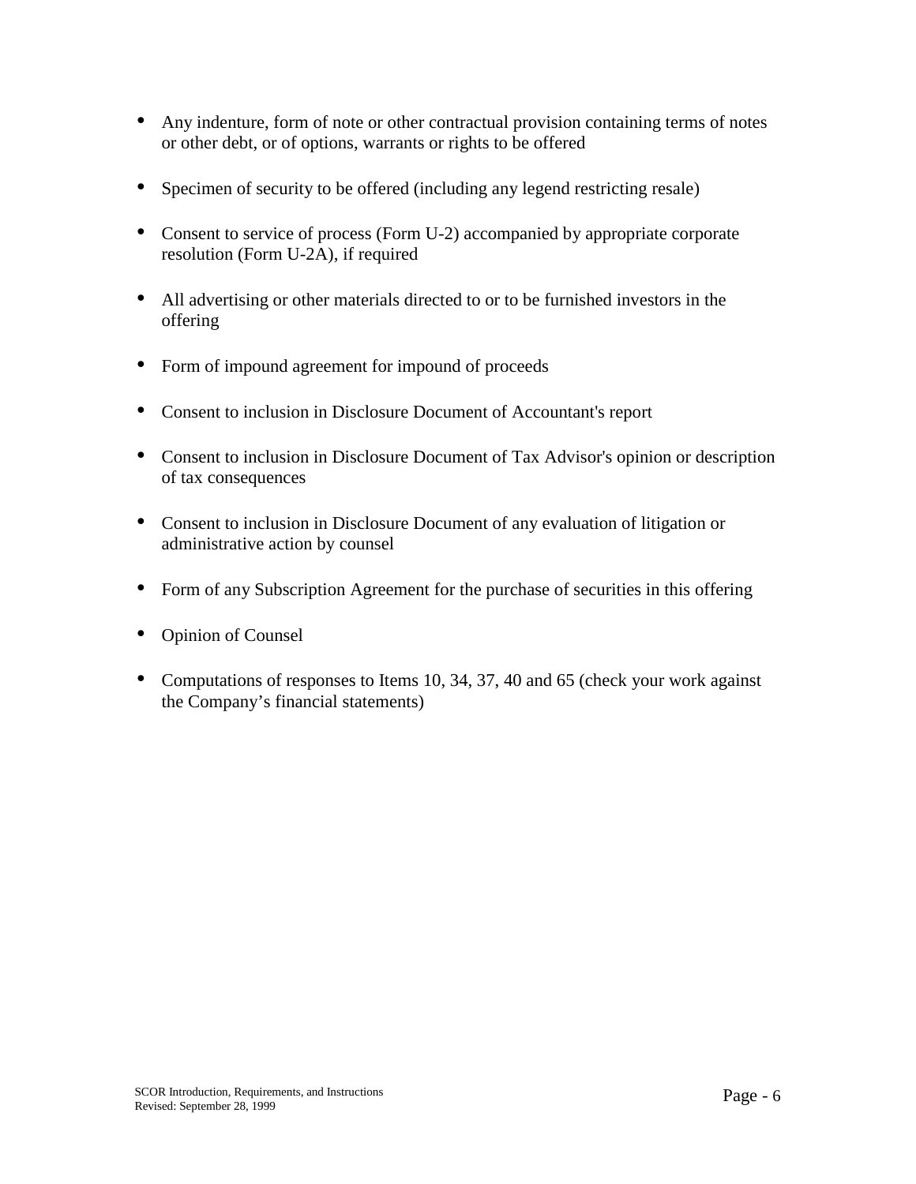- Any indenture, form of note or other contractual provision containing terms of notes or other debt, or of options, warrants or rights to be offered

- Specimen of security to be offered (including any legend restricting resale)

- Consent to service of process (Form U-2) accompanied by appropriate corporate resolution (Form U-2A), if required

- All advertising or other materials directed to or to be furnished investors in the offering

- Form of impound agreement for impound of proceeds

- Consent to inclusion in Disclosure Document of Accountant's report

- Consent to inclusion in Disclosure Document of Tax Advisor's opinion or description of tax consequences

- Consent to inclusion in Disclosure Document of any evaluation of litigation or administrative action by counsel

- Form of any Subscription Agreement for the purchase of securities in this offering

- Opinion of Counsel

- Computations of responses to Items 10, 34, 37, 40 and 65 (check your work against the Company's financial statements)